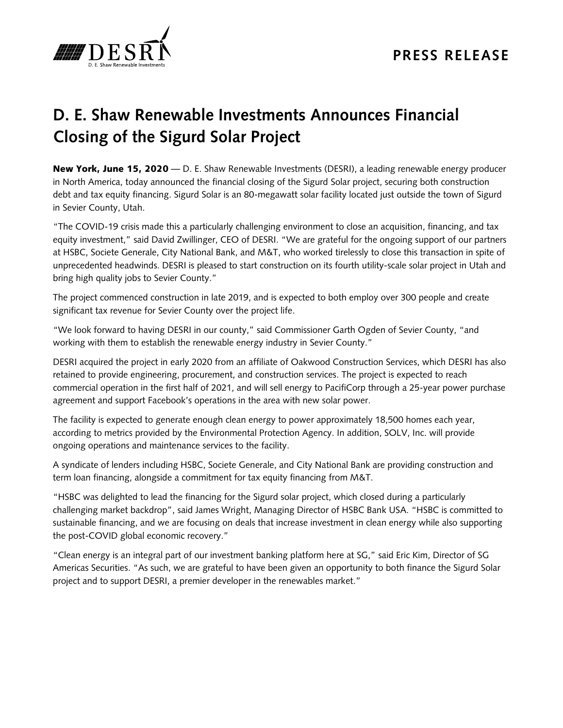PRESS RELEASE

# D. E. Shaw Renewable Investments Announces Financial Closing of the Sigurd Solar Project

**New York, June 15, 2020** — D. E. Shaw Renewable Investments (DESRI), a leading renewable energy producer in North America, today announced the financial closing of the Sigurd Solar project, securing both construction debt and tax equity financing. Sigurd Solar is an 80-megawatt solar facility located just outside the town of Sigurd in Sevier County, Utah.

"The COVID-19 crisis made this a particularly challenging environment to close an acquisition, financing, and tax equity investment," said David Zwillinger, CEO of DESRI. "We are grateful for the ongoing support of our partners at HSBC, Societe Generale, City National Bank, and M&T, who worked tirelessly to close this transaction in spite of unprecedented headwinds. DESRI is pleased to start construction on its fourth utility-scale solar project in Utah and bring high quality jobs to Sevier County."

The project commenced construction in late 2019, and is expected to both employ over 300 people and create significant tax revenue for Sevier County over the project life.

"We look forward to having DESRI in our county," said Commissioner Garth Ogden of Sevier County, "and working with them to establish the renewable energy industry in Sevier County."

DESRI acquired the project in early 2020 from an affiliate of Oakwood Construction Services, which DESRI has also retained to provide engineering, procurement, and construction services. The project is expected to reach commercial operation in the first half of 2021, and will sell energy to PacifiCorp through a 25-year power purchase agreement and support Facebook's operations in the area with new solar power.

The facility is expected to generate enough clean energy to power approximately 18,500 homes each year, according to metrics provided by the Environmental Protection Agency. In addition, SOLV, Inc. will provide ongoing operations and maintenance services to the facility.

A syndicate of lenders including HSBC, Societe Generale, and City National Bank are providing construction and term loan financing, alongside a commitment for tax equity financing from M&T.

"HSBC was delighted to lead the financing for the Sigurd solar project, which closed during a particularly challenging market backdrop", said James Wright, Managing Director of HSBC Bank USA. "HSBC is committed to sustainable financing, and we are focusing on deals that increase investment in clean energy while also supporting the post-COVID global economic recovery."

"Clean energy is an integral part of our investment banking platform here at SG," said Eric Kim, Director of SG Americas Securities. "As such, we are grateful to have been given an opportunity to both finance the Sigurd Solar project and to support DESRI, a premier developer in the renewables market."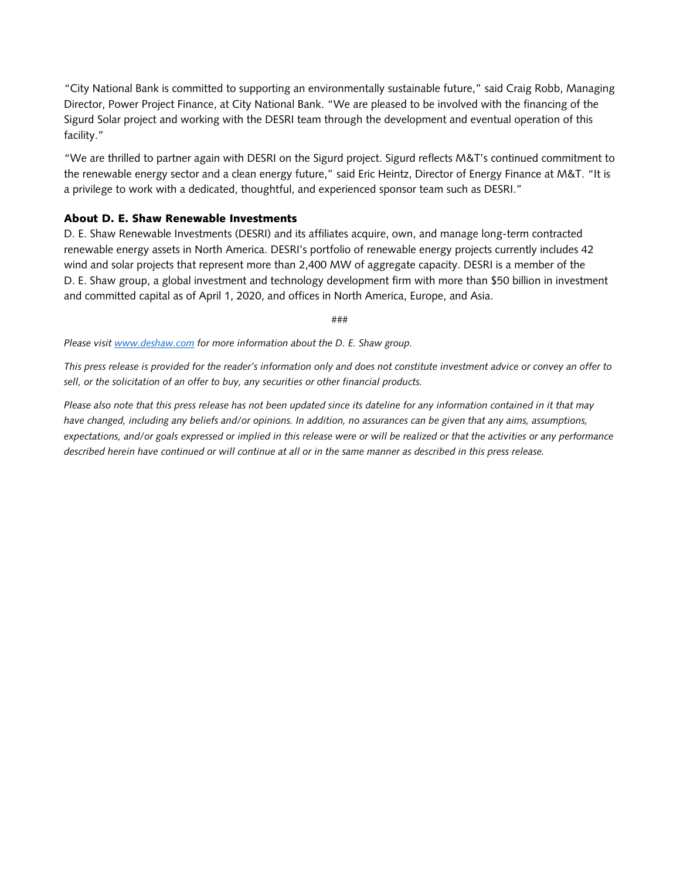"City National Bank is committed to supporting an environmentally sustainable future," said Craig Robb, Managing Director, Power Project Finance, at City National Bank. "We are pleased to be involved with the financing of the Sigurd Solar project and working with the DESRI team through the development and eventual operation of this facility."

"We are thrilled to partner again with DESRI on the Sigurd project. Sigurd reflects M&T's continued commitment to the renewable energy sector and a clean energy future," said Eric Heintz, Director of Energy Finance at M&T. "It is a privilege to work with a dedicated, thoughtful, and experienced sponsor team such as DESRI."

### About D. E. Shaw Renewable Investments

D. E. Shaw Renewable Investments (DESRI) and its affiliates acquire, own, and manage long-term contracted renewable energy assets in North America. DESRI's portfolio of renewable energy projects currently includes 42 wind and solar projects that represent more than 2,400 MW of aggregate capacity. DESRI is a member of the D. E. Shaw group, a global investment and technology development firm with more than $50 billion in investment and committed capital as of April 1, 2020, and offices in North America, Europe, and Asia.

###

*Please visit [www.deshaw.com](http://www.deshaw.com) for more information about the D. E. Shaw group.*

*This press release is provided for the reader's information only and does not constitute investment advice or convey an offer to sell, or the solicitation of an offer to buy, any securities or other financial products.*

*Please also note that this press release has not been updated since its dateline for any information contained in it that may have changed, including any beliefs and/or opinions. In addition, no assurances can be given that any aims, assumptions, expectations, and/or goals expressed or implied in this release were or will be realized or that the activities or any performance described herein have continued or will continue at all or in the same manner as described in this press release.*